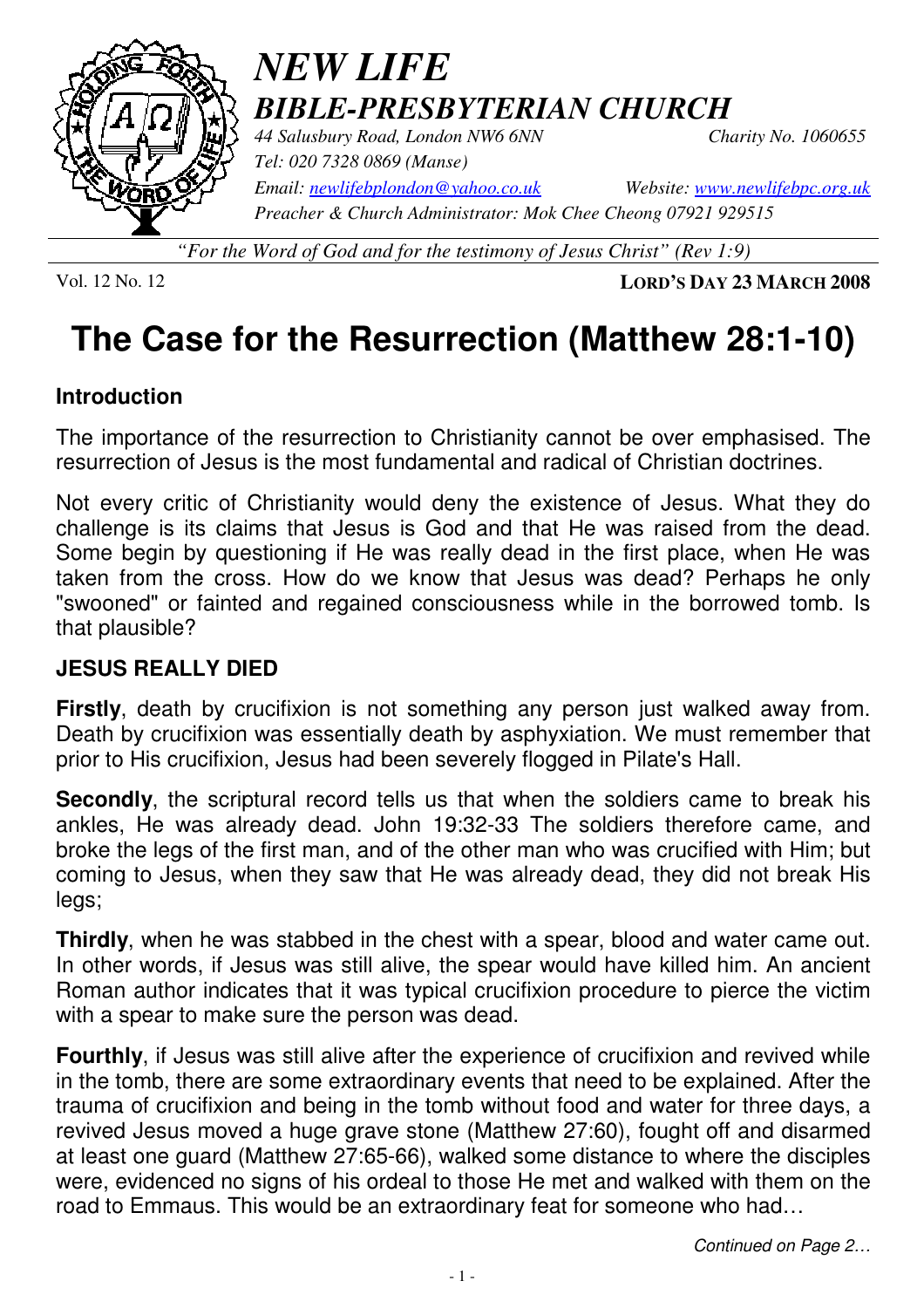# *NEW LIFE*

## *BIBLE-PRESBYTERIAN CHURCH*

*44 Salusbury Road, London NW6 6NN* *Charity No. 1060655*
*Tel: 020 7328 0869 (Manse)*
*Email: newlifebplondon@yahoo.co.uk* *Website: www.newlifebpc.org.uk*
*Preacher & Church Administrator: Mok Chee Cheong 07921 929515*

*"For the Word of God and for the testimony of Jesus Christ" (Rev 1:9)*

Vol. 12 No. 12 **LORD'S DAY 23 MARCH 2008**

# The Case for the Resurrection (Matthew 28:1-10)

### Introduction

The importance of the resurrection to Christianity cannot be over emphasised. The resurrection of Jesus is the most fundamental and radical of Christian doctrines.

Not every critic of Christianity would deny the existence of Jesus. What they do challenge is its claims that Jesus is God and that He was raised from the dead. Some begin by questioning if He was really dead in the first place, when He was taken from the cross. How do we know that Jesus was dead? Perhaps he only "swooned" or fainted and regained consciousness while in the borrowed tomb. Is that plausible?

### JESUS REALLY DIED

**Firstly**, death by crucifixion is not something any person just walked away from. Death by crucifixion was essentially death by asphyxiation. We must remember that prior to His crucifixion, Jesus had been severely flogged in Pilate's Hall.

**Secondly**, the scriptural record tells us that when the soldiers came to break his ankles, He was already dead. John 19:32-33 The soldiers therefore came, and broke the legs of the first man, and of the other man who was crucified with Him; but coming to Jesus, when they saw that He was already dead, they did not break His legs;

**Thirdly**, when he was stabbed in the chest with a spear, blood and water came out. In other words, if Jesus was still alive, the spear would have killed him. An ancient Roman author indicates that it was typical crucifixion procedure to pierce the victim with a spear to make sure the person was dead.

**Fourthly**, if Jesus was still alive after the experience of crucifixion and revived while in the tomb, there are some extraordinary events that need to be explained. After the trauma of crucifixion and being in the tomb without food and water for three days, a revived Jesus moved a huge grave stone (Matthew 27:60), fought off and disarmed at least one guard (Matthew 27:65-66), walked some distance to where the disciples were, evidenced no signs of his ordeal to those He met and walked with them on the road to Emmaus. This would be an extraordinary feat for someone who had…

*Continued on Page 2…*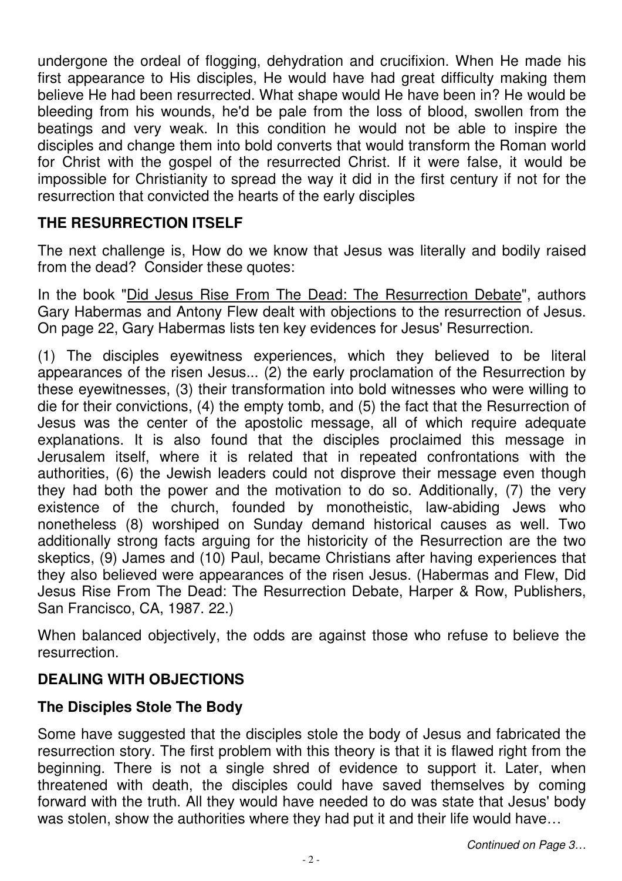undergone the ordeal of flogging, dehydration and crucifixion. When He made his first appearance to His disciples, He would have had great difficulty making them believe He had been resurrected. What shape would He have been in? He would be bleeding from his wounds, he'd be pale from the loss of blood, swollen from the beatings and very weak. In this condition he would not be able to inspire the disciples and change them into bold converts that would transform the Roman world for Christ with the gospel of the resurrected Christ. If it were false, it would be impossible for Christianity to spread the way it did in the first century if not for the resurrection that convicted the hearts of the early disciples

## THE RESURRECTION ITSELF

The next challenge is, How do we know that Jesus was literally and bodily raised from the dead? Consider these quotes:

In the book "Did Jesus Rise From The Dead: The Resurrection Debate", authors Gary Habermas and Antony Flew dealt with objections to the resurrection of Jesus. On page 22, Gary Habermas lists ten key evidences for Jesus' Resurrection.

(1) The disciples eyewitness experiences, which they believed to be literal appearances of the risen Jesus... (2) the early proclamation of the Resurrection by these eyewitnesses, (3) their transformation into bold witnesses who were willing to die for their convictions, (4) the empty tomb, and (5) the fact that the Resurrection of Jesus was the center of the apostolic message, all of which require adequate explanations. It is also found that the disciples proclaimed this message in Jerusalem itself, where it is related that in repeated confrontations with the authorities, (6) the Jewish leaders could not disprove their message even though they had both the power and the motivation to do so. Additionally, (7) the very existence of the church, founded by monotheistic, law-abiding Jews who nonetheless (8) worshiped on Sunday demand historical causes as well. Two additionally strong facts arguing for the historicity of the Resurrection are the two skeptics, (9) James and (10) Paul, became Christians after having experiences that they also believed were appearances of the risen Jesus. (Habermas and Flew, Did Jesus Rise From The Dead: The Resurrection Debate, Harper & Row, Publishers, San Francisco, CA, 1987. 22.)

When balanced objectively, the odds are against those who refuse to believe the resurrection.

## DEALING WITH OBJECTIONS

### The Disciples Stole The Body

Some have suggested that the disciples stole the body of Jesus and fabricated the resurrection story. The first problem with this theory is that it is flawed right from the beginning. There is not a single shred of evidence to support it. Later, when threatened with death, the disciples could have saved themselves by coming forward with the truth. All they would have needed to do was state that Jesus' body was stolen, show the authorities where they had put it and their life would have…

*Continued on Page 3…*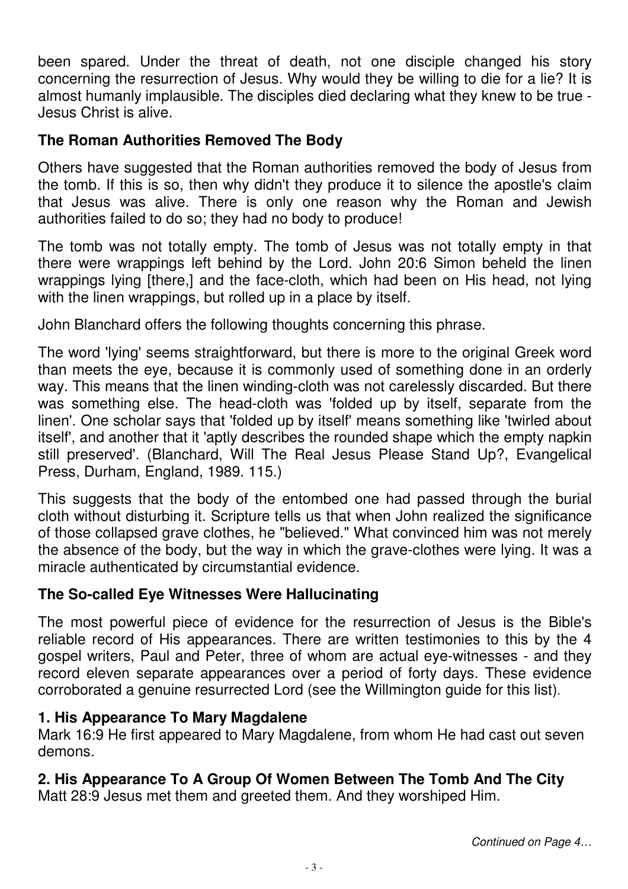been spared. Under the threat of death, not one disciple changed his story concerning the resurrection of Jesus. Why would they be willing to die for a lie? It is almost humanly implausible. The disciples died declaring what they knew to be true - Jesus Christ is alive.

### The Roman Authorities Removed The Body

Others have suggested that the Roman authorities removed the body of Jesus from the tomb. If this is so, then why didn't they produce it to silence the apostle's claim that Jesus was alive. There is only one reason why the Roman and Jewish authorities failed to do so; they had no body to produce!

The tomb was not totally empty. The tomb of Jesus was not totally empty in that there were wrappings left behind by the Lord. John 20:6 Simon beheld the linen wrappings lying [there,] and the face-cloth, which had been on His head, not lying with the linen wrappings, but rolled up in a place by itself.

John Blanchard offers the following thoughts concerning this phrase.

The word 'lying' seems straightforward, but there is more to the original Greek word than meets the eye, because it is commonly used of something done in an orderly way. This means that the linen winding-cloth was not carelessly discarded. But there was something else. The head-cloth was 'folded up by itself, separate from the linen'. One scholar says that 'folded up by itself' means something like 'twirled about itself', and another that it 'aptly describes the rounded shape which the empty napkin still preserved'. (Blanchard, Will The Real Jesus Please Stand Up?, Evangelical Press, Durham, England, 1989. 115.)

This suggests that the body of the entombed one had passed through the burial cloth without disturbing it. Scripture tells us that when John realized the significance of those collapsed grave clothes, he "believed." What convinced him was not merely the absence of the body, but the way in which the grave-clothes were lying. It was a miracle authenticated by circumstantial evidence.

### The So-called Eye Witnesses Were Hallucinating

The most powerful piece of evidence for the resurrection of Jesus is the Bible's reliable record of His appearances. There are written testimonies to this by the 4 gospel writers, Paul and Peter, three of whom are actual eye-witnesses - and they record eleven separate appearances over a period of forty days. These evidence corroborated a genuine resurrected Lord (see the Willmington guide for this list).

**1. His Appearance To Mary Magdalene**
Mark 16:9 He first appeared to Mary Magdalene, from whom He had cast out seven demons.

**2. His Appearance To A Group Of Women Between The Tomb And The City**
Matt 28:9 Jesus met them and greeted them. And they worshiped Him.

*Continued on Page 4…*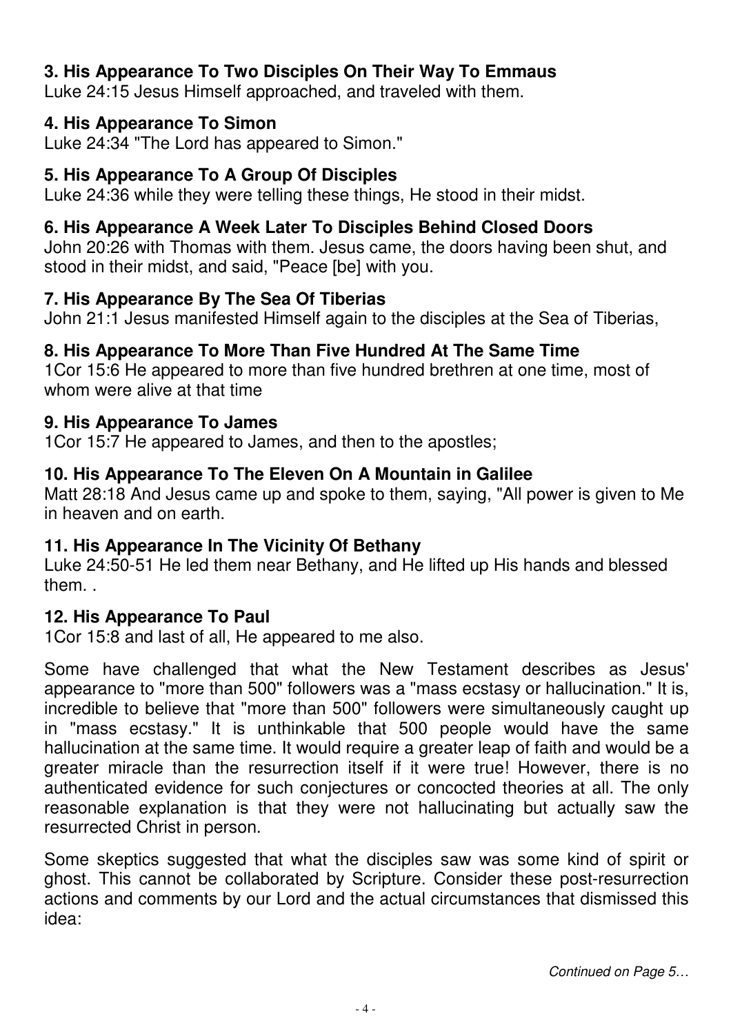**3. His Appearance To Two Disciples On Their Way To Emmaus**

Luke 24:15 Jesus Himself approached, and traveled with them.

**4. His Appearance To Simon**

Luke 24:34 "The Lord has appeared to Simon."

**5. His Appearance To A Group Of Disciples**

Luke 24:36 while they were telling these things, He stood in their midst.

**6. His Appearance A Week Later To Disciples Behind Closed Doors**

John 20:26 with Thomas with them. Jesus came, the doors having been shut, and stood in their midst, and said, "Peace [be] with you.

**7. His Appearance By The Sea Of Tiberias**

John 21:1 Jesus manifested Himself again to the disciples at the Sea of Tiberias,

**8. His Appearance To More Than Five Hundred At The Same Time**

1Cor 15:6 He appeared to more than five hundred brethren at one time, most of whom were alive at that time

**9. His Appearance To James**

1Cor 15:7 He appeared to James, and then to the apostles;

**10. His Appearance To The Eleven On A Mountain in Galilee**

Matt 28:18 And Jesus came up and spoke to them, saying, "All power is given to Me in heaven and on earth.

**11. His Appearance In The Vicinity Of Bethany**

Luke 24:50-51 He led them near Bethany, and He lifted up His hands and blessed them. .

**12. His Appearance To Paul**

1Cor 15:8 and last of all, He appeared to me also.

Some have challenged that what the New Testament describes as Jesus' appearance to "more than 500" followers was a "mass ecstasy or hallucination." It is, incredible to believe that "more than 500" followers were simultaneously caught up in "mass ecstasy." It is unthinkable that 500 people would have the same hallucination at the same time. It would require a greater leap of faith and would be a greater miracle than the resurrection itself if it were true! However, there is no authenticated evidence for such conjectures or concocted theories at all. The only reasonable explanation is that they were not hallucinating but actually saw the resurrected Christ in person.

Some skeptics suggested that what the disciples saw was some kind of spirit or ghost. This cannot be collaborated by Scripture. Consider these post-resurrection actions and comments by our Lord and the actual circumstances that dismissed this idea:

*Continued on Page 5…*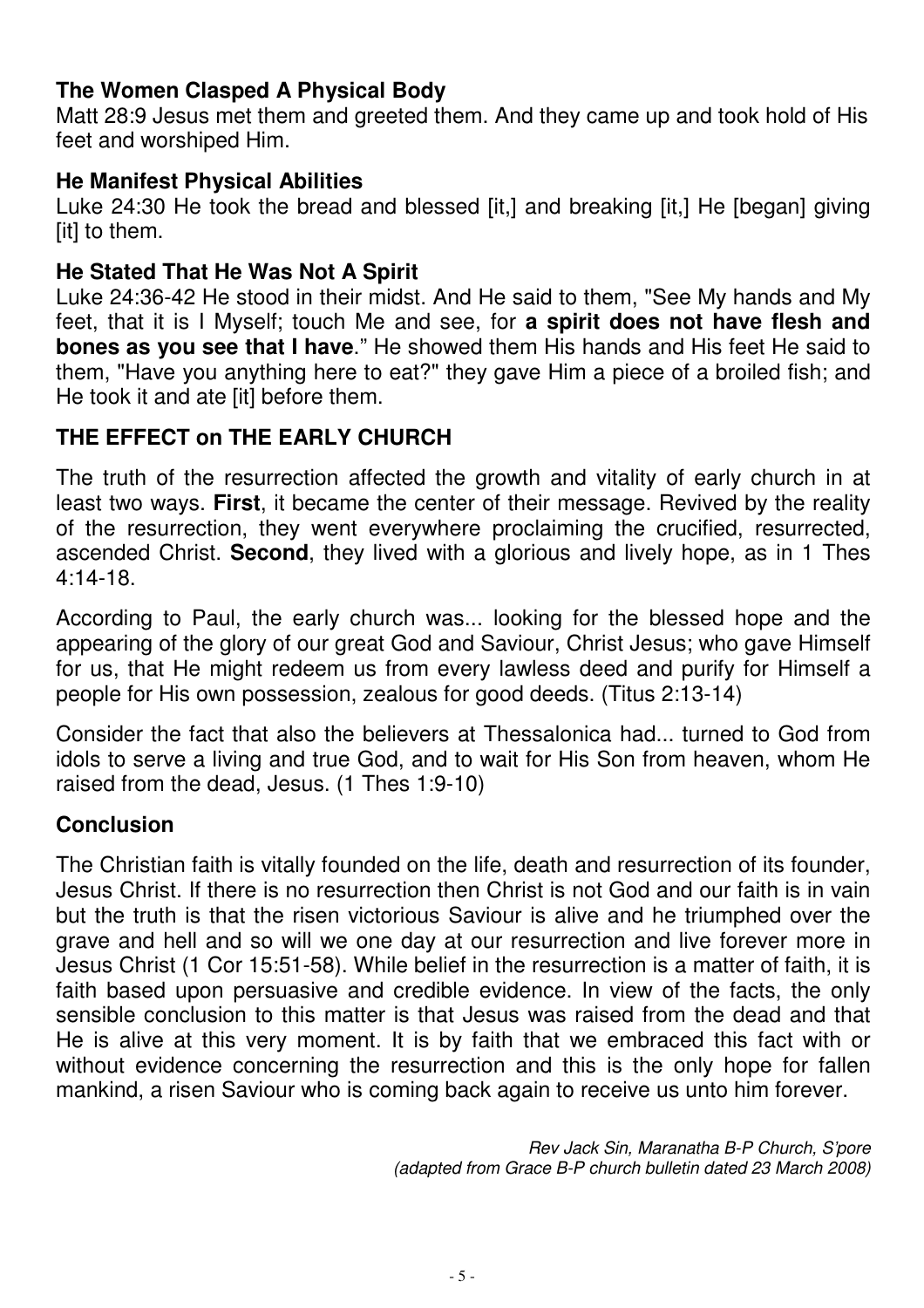**The Women Clasped A Physical Body**

Matt 28:9 Jesus met them and greeted them. And they came up and took hold of His feet and worshiped Him.

**He Manifest Physical Abilities**

Luke 24:30 He took the bread and blessed [it,] and breaking [it,] He [began] giving [it] to them.

**He Stated That He Was Not A Spirit**

Luke 24:36-42 He stood in their midst. And He said to them, "See My hands and My feet, that it is I Myself; touch Me and see, for **a spirit does not have flesh and bones as you see that I have**." He showed them His hands and His feet He said to them, "Have you anything here to eat?" they gave Him a piece of a broiled fish; and He took it and ate [it] before them.

**THE EFFECT on THE EARLY CHURCH**

The truth of the resurrection affected the growth and vitality of early church in at least two ways. **First**, it became the center of their message. Revived by the reality of the resurrection, they went everywhere proclaiming the crucified, resurrected, ascended Christ. **Second**, they lived with a glorious and lively hope, as in 1 Thes 4:14-18.

According to Paul, the early church was... looking for the blessed hope and the appearing of the glory of our great God and Saviour, Christ Jesus; who gave Himself for us, that He might redeem us from every lawless deed and purify for Himself a people for His own possession, zealous for good deeds. (Titus 2:13-14)

Consider the fact that also the believers at Thessalonica had... turned to God from idols to serve a living and true God, and to wait for His Son from heaven, whom He raised from the dead, Jesus. (1 Thes 1:9-10)

**Conclusion**

The Christian faith is vitally founded on the life, death and resurrection of its founder, Jesus Christ. If there is no resurrection then Christ is not God and our faith is in vain but the truth is that the risen victorious Saviour is alive and he triumphed over the grave and hell and so will we one day at our resurrection and live forever more in Jesus Christ (1 Cor 15:51-58). While belief in the resurrection is a matter of faith, it is faith based upon persuasive and credible evidence. In view of the facts, the only sensible conclusion to this matter is that Jesus was raised from the dead and that He is alive at this very moment. It is by faith that we embraced this fact with or without evidence concerning the resurrection and this is the only hope for fallen mankind, a risen Saviour who is coming back again to receive us unto him forever.

*Rev Jack Sin, Maranatha B-P Church, S'pore*
*(adapted from Grace B-P church bulletin dated 23 March 2008)*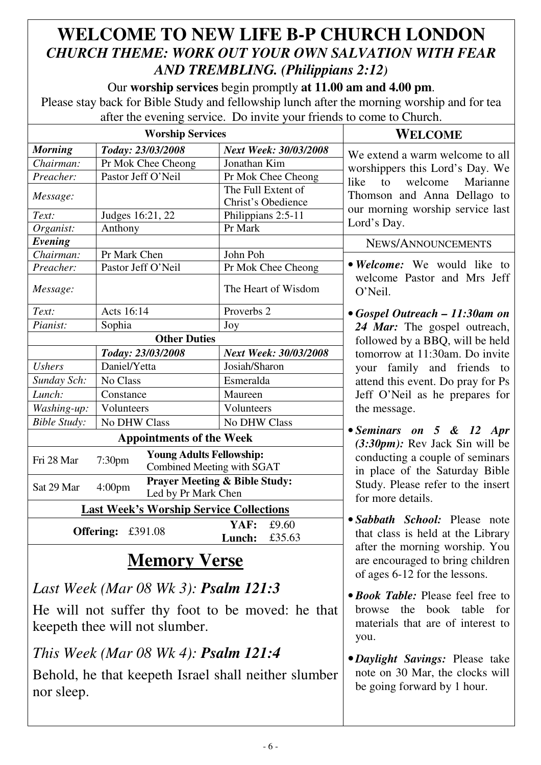# WELCOME TO NEW LIFE B-P CHURCH LONDON

## *CHURCH THEME: WORK OUT YOUR OWN SALVATION WITH FEAR AND TREMBLING. (Philippians 2:12)*

Our **worship services** begin promptly **at 11.00 am and 4.00 pm**.
Please stay back for Bible Study and fellowship lunch after the morning worship and for tea after the evening service. Do invite your friends to come to Church.

| Worship Services | | |
|---|---|---|
| ***Morning*** | ***Today: 23/03/2008*** | ***Next Week: 30/03/2008*** |
| *Chairman:* | Pr Mok Chee Cheong | Jonathan Kim |
| *Preacher:* | Pastor Jeff O'Neil | Pr Mok Chee Cheong |
| *Message:* | | The Full Extent of Christ's Obedience |
| *Text:* | Judges 16:21, 22 | Philippians 2:5-11 |
| *Organist:* | Anthony | Pr Mark |
| ***Evening*** | | |
| *Chairman:* | Pr Mark Chen | John Poh |
| *Preacher:* | Pastor Jeff O'Neil | Pr Mok Chee Cheong |
| *Message:* | | The Heart of Wisdom |
| *Text:* | Acts 16:14 | Proverbs 2 |
| *Pianist:* | Sophia | Joy |
| **Other Duties** | | |
| | ***Today: 23/03/2008*** | ***Next Week: 30/03/2008*** |
| *Ushers* | Daniel/Yetta | Josiah/Sharon |
| *Sunday Sch:* | No Class | Esmeralda |
| *Lunch:* | Constance | Maureen |
| *Washing-up:* | Volunteers | Volunteers |
| *Bible Study:* | No DHW Class | No DHW Class |

**Appointments of the Week**

| | | |
|---|---|---|
| Fri 28 Mar | 7:30pm | **Young Adults Fellowship:** Combined Meeting with SGAT |
| Sat 29 Mar | 4:00pm | **Prayer Meeting & Bible Study:** Led by Pr Mark Chen |

**Last Week's Worship Service Collections**

| | |
|---|---|
| **Offering:** £391.08 | **YAF:** £9.60 |
| | **Lunch:** £35.63 |

## Memory Verse

*Last Week (Mar 08 Wk 3):* ***Psalm 121:3***

He will not suffer thy foot to be moved: he that keepeth thee will not slumber.

*This Week (Mar 08 Wk 4):* ***Psalm 121:4***

Behold, he that keepeth Israel shall neither slumber nor sleep.

## WELCOME

We extend a warm welcome to all worshippers this Lord's Day. We like to welcome Marianne Thomson and Anna Dellago to our morning worship service last Lord's Day.

## NEWS/ANNOUNCEMENTS

- ***Welcome:*** We would like to welcome Pastor and Mrs Jeff O'Neil.
- ***Gospel Outreach – 11:30am on 24 Mar:*** The gospel outreach, followed by a BBQ, will be held tomorrow at 11:30am. Do invite your family and friends to attend this event. Do pray for Ps Jeff O'Neil as he prepares for the message.
- ***Seminars on 5 & 12 Apr (3:30pm):*** Rev Jack Sin will be conducting a couple of seminars in place of the Saturday Bible Study. Please refer to the insert for more details.
- ***Sabbath School:*** Please note that class is held at the Library after the morning worship. You are encouraged to bring children of ages 6-12 for the lessons.
- ***Book Table:*** Please feel free to browse the book table for materials that are of interest to you.
- ***Daylight Savings:*** Please take note on 30 Mar, the clocks will be going forward by 1 hour.